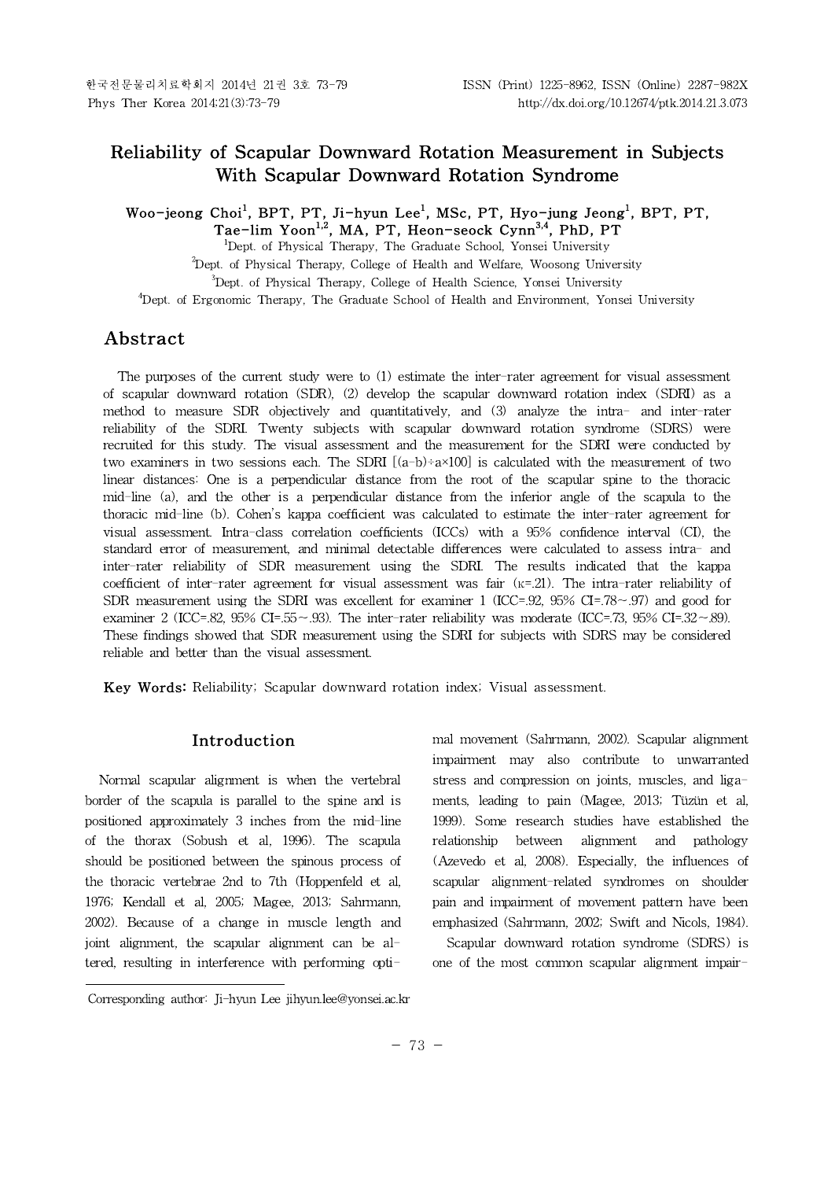# Reliability of Scapular Downward Rotation Measurement in Subjects With Scapular Downward Rotation Syndrome

**Woo-jeong Choi[1], BPT, PT, Ji-hyun Lee[1], MSc, PT, Hyo-jung Jeong[1], BPT, PT, Tae-lim Yoon[1,2], MA, PT, Heon-seock Cynn[3,4], PhD, PT**

[1]Dept. of Physical Therapy, The Graduate School, Yonsei University

[2]Dept. of Physical Therapy, College of Health and Welfare, Woosong University

[3]Dept. of Physical Therapy, College of Health Science, Yonsei University

[4]Dept. of Ergonomic Therapy, The Graduate School of Health and Environment, Yonsei University

## Abstract

The purposes of the current study were to (1) estimate the inter-rater agreement for visual assessment of scapular downward rotation (SDR), (2) develop the scapular downward rotation index (SDRI) as a method to measure SDR objectively and quantitatively, and (3) analyze the intra- and inter-rater reliability of the SDRI. Twenty subjects with scapular downward rotation syndrome (SDRS) were recruited for this study. The visual assessment and the measurement for the SDRI were conducted by two examiners in two sessions each. The SDRI $[(a-b)\div a\times 100]$ is calculated with the measurement of two linear distances: One is a perpendicular distance from the root of the scapular spine to the thoracic mid-line (a), and the other is a perpendicular distance from the inferior angle of the scapula to the thoracic mid-line (b). Cohen's kappa coefficient was calculated to estimate the inter-rater agreement for visual assessment. Intra-class correlation coefficients (ICCs) with a 95% confidence interval (CI), the standard error of measurement, and minimal detectable differences were calculated to assess intra- and inter-rater reliability of SDR measurement using the SDRI. The results indicated that the kappa coefficient of inter-rater agreement for visual assessment was fair ($\kappa$=.21). The intra-rater reliability of SDR measurement using the SDRI was excellent for examiner 1 (ICC=.92, 95% CI=.78~.97) and good for examiner 2 (ICC=.82, 95% CI=.55~.93). The inter-rater reliability was moderate (ICC=.73, 95% CI=.32~.89). These findings showed that SDR measurement using the SDRI for subjects with SDRS may be considered reliable and better than the visual assessment.

**Key Words:** Reliability; Scapular downward rotation index; Visual assessment.

## Introduction

Normal scapular alignment is when the vertebral border of the scapula is parallel to the spine and is positioned approximately 3 inches from the mid-line of the thorax (Sobush et al, 1996). The scapula should be positioned between the spinous process of the thoracic vertebrae 2nd to 7th (Hoppenfeld et al, 1976; Kendall et al, 2005; Magee, 2013; Sahrmann, 2002). Because of a change in muscle length and joint alignment, the scapular alignment can be altered, resulting in interference with performing optimal movement (Sahrmann, 2002). Scapular alignment impairment may also contribute to unwarranted stress and compression on joints, muscles, and ligaments, leading to pain (Magee, 2013; Tüzün et al, 1999). Some research studies have established the relationship between alignment and pathology (Azevedo et al, 2008). Especially, the influences of scapular alignment-related syndromes on shoulder pain and impairment of movement pattern have been emphasized (Sahrmann, 2002; Swift and Nicols, 1984).

Scapular downward rotation syndrome (SDRS) is one of the most common scapular alignment impair-

Corresponding author: Ji-hyun Lee jihyun.lee@yonsei.ac.kr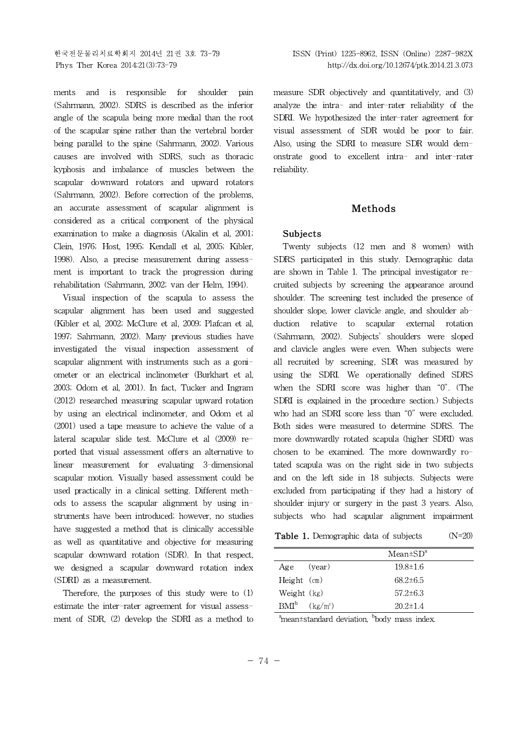ments and is responsible for shoulder pain (Sahrmann, 2002). SDRS is described as the inferior angle of the scapula being more medial than the root of the scapular spine rather than the vertebral border being parallel to the spine (Sahrmann, 2002). Various causes are involved with SDRS, such as thoracic kyphosis and imbalance of muscles between the scapular downward rotators and upward rotators (Sahrmann, 2002). Before correction of the problems, an accurate assessment of scapular alignment is considered as a critical component of the physical examination to make a diagnosis (Akalin et al, 2001; Clein, 1976; Host, 1995; Kendall et al, 2005; Kibler, 1998). Also, a precise measurement during assessment is important to track the progression during rehabilitation (Sahrmann, 2002; van der Helm, 1994).

Visual inspection of the scapula to assess the scapular alignment has been used and suggested (Kibler et al, 2002; McClure et al, 2009; Plafcan et al, 1997; Sahrmann, 2002). Many previous studies have investigated the visual inspection assessment of scapular alignment with instruments such as a goniometer or an electrical inclinometer (Burkhart et al, 2003; Odom et al, 2001). In fact, Tucker and Ingram (2012) researched measuring scapular upward rotation by using an electrical inclinometer, and Odom et al (2001) used a tape measure to achieve the value of a lateral scapular slide test. McClure et al (2009) reported that visual assessment offers an alternative to linear measurement for evaluating 3-dimensional scapular motion. Visually based assessment could be used practically in a clinical setting. Different methods to assess the scapular alignment by using instruments have been introduced; however, no studies have suggested a method that is clinically accessible as well as quantitative and objective for measuring scapular downward rotation (SDR). In that respect, we designed a scapular downward rotation index (SDRI) as a measurement.

Therefore, the purposes of this study were to (1) estimate the inter-rater agreement for visual assessment of SDR, (2) develop the SDRI as a method to measure SDR objectively and quantitatively, and (3) analyze the intra- and inter-rater reliability of the SDRI. We hypothesized the inter-rater agreement for visual assessment of SDR would be poor to fair. Also, using the SDRI to measure SDR would demonstrate good to excellent intra- and inter-rater reliability.

## Methods

### Subjects

Twenty subjects (12 men and 8 women) with SDRS participated in this study. Demographic data are shown in Table 1. The principal investigator recruited subjects by screening the appearance around shoulder. The screening test included the presence of shoulder slope, lower clavicle angle, and shoulder abduction relative to scapular external rotation (Sahrmann, 2002). Subjects' shoulders were sloped and clavicle angles were even. When subjects were all recruited by screening, SDR was measured by using the SDRI. We operationally defined SDRS when the SDRI score was higher than "0". (The SDRI is explained in the procedure section.) Subjects who had an SDRI score less than "0" were excluded. Both sides were measured to determine SDRS. The more downwardly rotated scapula (higher SDRI) was chosen to be examined. The more downwardly rotated scapula was on the right side in two subjects and on the left side in 18 subjects. Subjects were excluded from participating if they had a history of shoulder injury or surgery in the past 3 years. Also, subjects who had scapular alignment impairment

**Table 1.** Demographic data of subjects (N=20)

| | Mean±SD[a] |
|---|---|
| Age (year) | 19.8±1.6 |
| Height (㎝) | 68.2±6.5 |
| Weight (㎏) | 57.2±6.3 |
| BMI[b] (㎏/㎡) | 20.2±1.4 |

[a]mean±standard deviation, [b]body mass index.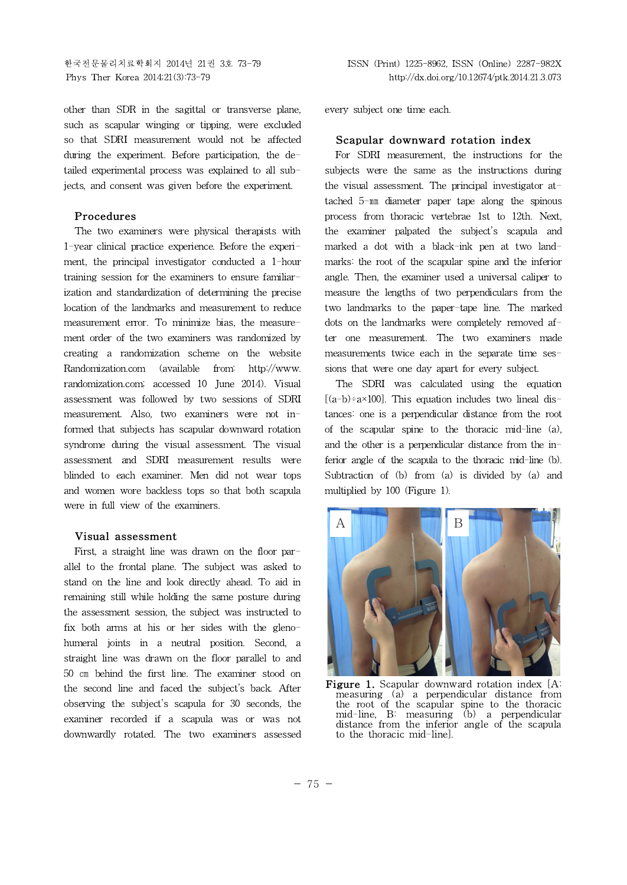other than SDR in the sagittal or transverse plane, such as scapular winging or tipping, were excluded so that SDRI measurement would not be affected during the experiment. Before participation, the detailed experimental process was explained to all subjects, and consent was given before the experiment.

### Procedures

The two examiners were physical therapists with 1-year clinical practice experience. Before the experiment, the principal investigator conducted a 1-hour training session for the examiners to ensure familiarization and standardization of determining the precise location of the landmarks and measurement to reduce measurement error. To minimize bias, the measurement order of the two examiners was randomized by creating a randomization scheme on the website Randomization.com (available from: http://www.randomization.com; accessed 10 June 2014). Visual assessment was followed by two sessions of SDRI measurement. Also, two examiners were not informed that subjects has scapular downward rotation syndrome during the visual assessment. The visual assessment and SDRI measurement results were blinded to each examiner. Men did not wear tops and women wore backless tops so that both scapula were in full view of the examiners.

### Visual assessment

First, a straight line was drawn on the floor parallel to the frontal plane. The subject was asked to stand on the line and look directly ahead. To aid in remaining still while holding the same posture during the assessment session, the subject was instructed to fix both arms at his or her sides with the glenohumeral joints in a neutral position. Second, a straight line was drawn on the floor parallel to and 50 ㎝ behind the first line. The examiner stood on the second line and faced the subject's back. After observing the subject's scapula for 30 seconds, the examiner recorded if a scapula was or was not downwardly rotated. The two examiners assessed every subject one time each.

### Scapular downward rotation index

For SDRI measurement, the instructions for the subjects were the same as the instructions during the visual assessment. The principal investigator attached 5-㎜ diameter paper tape along the spinous process from thoracic vertebrae 1st to 12th. Next, the examiner palpated the subject's scapula and marked a dot with a black-ink pen at two landmarks: the root of the scapular spine and the inferior angle. Then, the examiner used a universal caliper to measure the lengths of two perpendiculars from the two landmarks to the paper-tape line. The marked dots on the landmarks were completely removed after one measurement. The two examiners made measurements twice each in the separate time sessions that were one day apart for every subject.

The SDRI was calculated using the equation $[(a-b)\div a\times 100]$. This equation includes two lineal distances: one is a perpendicular distance from the root of the scapular spine to the thoracic mid-line (a), and the other is a perpendicular distance from the inferior angle of the scapula to the thoracic mid-line (b). Subtraction of (b) from (a) is divided by (a) and multiplied by 100 (Figure 1).

**Figure 1.** Scapular downward rotation index [A: measuring (a) a perpendicular distance from the root of the scapular spine to the thoracic mid-line, B: measuring (b) a perpendicular distance from the inferior angle of the scapula to the thoracic mid-line].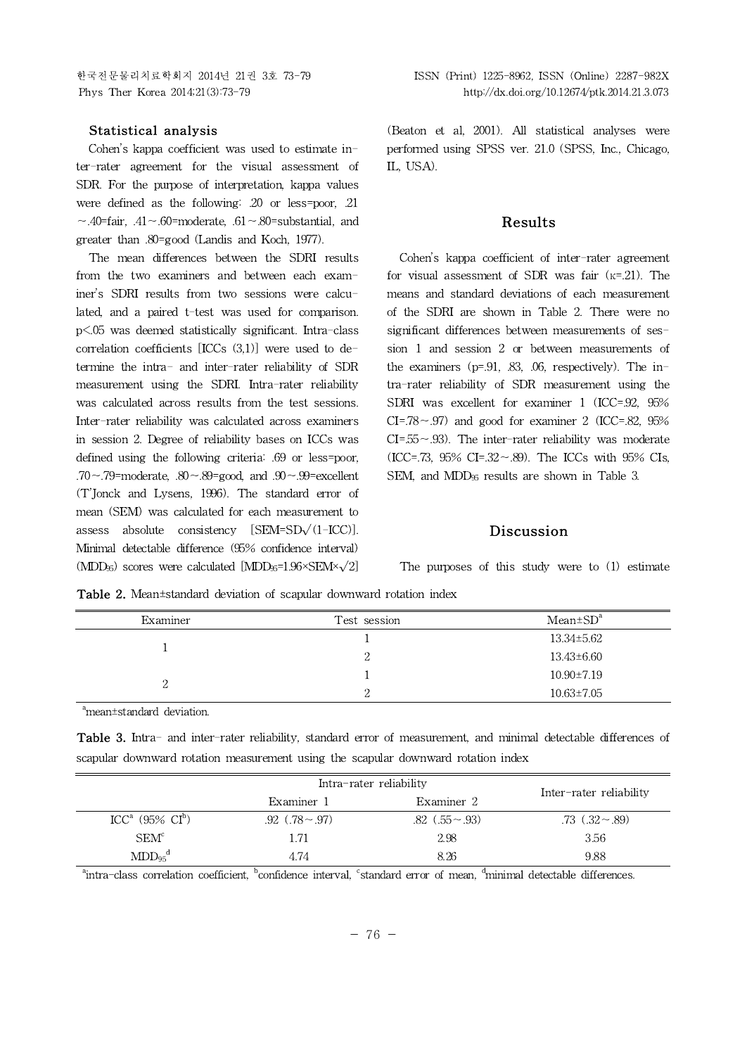### Statistical analysis

Cohen's kappa coefficient was used to estimate inter-rater agreement for the visual assessment of SDR. For the purpose of interpretation, kappa values were defined as the following: .20 or less=poor, .21 ∼.40=fair, .41∼.60=moderate, .61∼.80=substantial, and greater than .80=good (Landis and Koch, 1977).

The mean differences between the SDRI results from the two examiners and between each examiner's SDRI results from two sessions were calculated, and a paired t-test was used for comparison. $p<.05$ was deemed statistically significant. Intra-class correlation coefficients [ICCs (3,1)] were used to determine the intra- and inter-rater reliability of SDR measurement using the SDRI. Intra-rater reliability was calculated across results from the test sessions. Inter-rater reliability was calculated across examiners in session 2. Degree of reliability bases on ICCs was defined using the following criteria: .69 or less=poor, .70∼.79=moderate, .80∼.89=good, and .90∼.99=excellent (T'Jonck and Lysens, 1996). The standard error of mean (SEM) was calculated for each measurement to assess absolute consistency [$SEM=SD\sqrt{(1-ICC)}$]. Minimal detectable difference (95% confidence interval) ($MDD_{95}$) scores were calculated [$MDD_{95}=1.96\times SEM\times\sqrt{2}$] (Beaton et al, 2001). All statistical analyses were performed using SPSS ver. 21.0 (SPSS, Inc., Chicago, IL, USA).

## Results

Cohen's kappa coefficient of inter-rater agreement for visual assessment of SDR was fair ($\kappa$=.21). The means and standard deviations of each measurement of the SDRI are shown in Table 2. There were no significant differences between measurements of session 1 and session 2 or between measurements of the examiners (p=.91, .83, .06, respectively). The intra-rater reliability of SDR measurement using the SDRI was excellent for examiner 1 (ICC=.92, 95% CI=.78∼.97) and good for examiner 2 (ICC=.82, 95% CI=.55∼.93). The inter-rater reliability was moderate (ICC=.73, 95% CI=.32∼.89). The ICCs with 95% CIs, SEM, and $MDD_{95}$ results are shown in Table 3.

## Discussion

The purposes of this study were to (1) estimate

**Table 2.** Mean±standard deviation of scapular downward rotation index

| Examiner | Test session | Mean±SD[a] |
|---|---|---|
| 1 | 1 | 13.34±5.62 |
| | 2 | 13.43±6.60 |
| 2 | 1 | 10.90±7.19 |
| | 2 | 10.63±7.05 |

[a]mean±standard deviation.

**Table 3.** Intra- and inter-rater reliability, standard error of measurement, and minimal detectable differences of scapular downward rotation measurement using the scapular downward rotation index

| | Intra-rater reliability | | Inter-rater reliability |
|---|---|---|---|
| | Examiner 1 | Examiner 2 | |
| ICC[a] (95% CI[b]) | .92 (.78∼.97) | .82 (.55∼.93) | .73 (.32∼.89) |
| SEM[c] | 1.71 | 2.98 | 3.56 |
| $MDD_{95}$[d] | 4.74 | 8.26 | 9.88 |

[a]intra-class correlation coefficient, [b]confidence interval, [c]standard error of mean, [d]minimal detectable differences.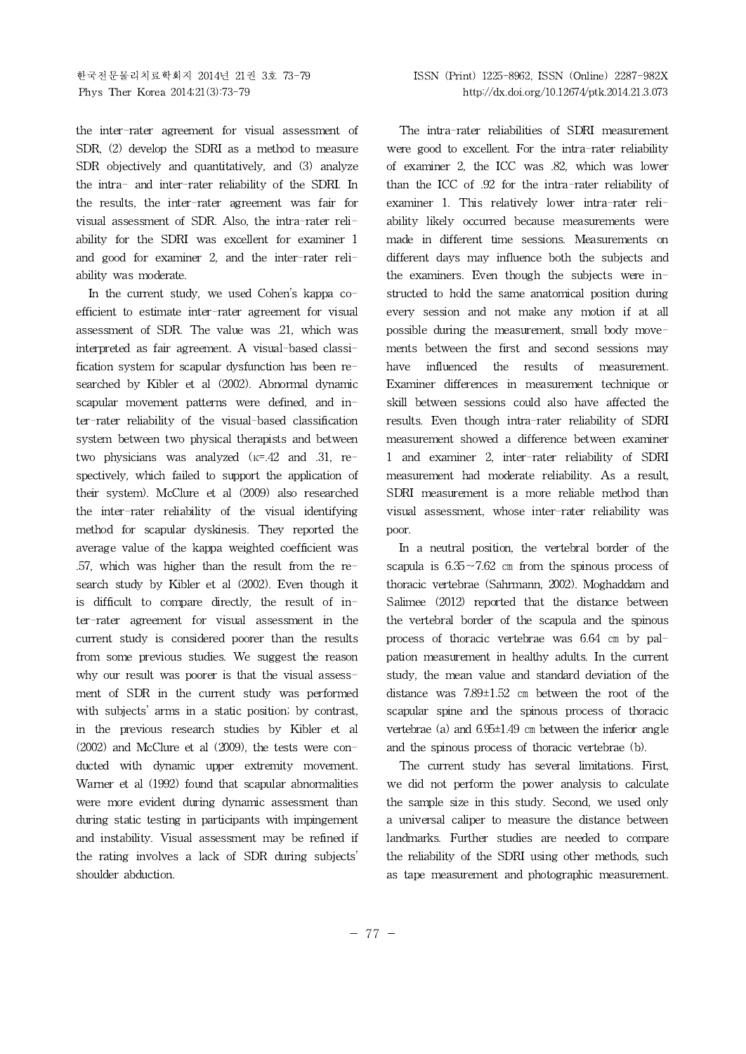the inter-rater agreement for visual assessment of SDR, (2) develop the SDRI as a method to measure SDR objectively and quantitatively, and (3) analyze the intra- and inter-rater reliability of the SDRI. In the results, the inter-rater agreement was fair for visual assessment of SDR. Also, the intra-rater reliability for the SDRI was excellent for examiner 1 and good for examiner 2, and the inter-rater reliability was moderate.

In the current study, we used Cohen's kappa coefficient to estimate inter-rater agreement for visual assessment of SDR. The value was .21, which was interpreted as fair agreement. A visual-based classification system for scapular dysfunction has been researched by Kibler et al (2002). Abnormal dynamic scapular movement patterns were defined, and inter-rater reliability of the visual-based classification system between two physical therapists and between two physicians was analyzed ($\kappa$=.42 and .31, respectively, which failed to support the application of their system). McClure et al (2009) also researched the inter-rater reliability of the visual identifying method for scapular dyskinesis. They reported the average value of the kappa weighted coefficient was .57, which was higher than the result from the research study by Kibler et al (2002). Even though it is difficult to compare directly, the result of inter-rater agreement for visual assessment in the current study is considered poorer than the results from some previous studies. We suggest the reason why our result was poorer is that the visual assessment of SDR in the current study was performed with subjects' arms in a static position; by contrast, in the previous research studies by Kibler et al (2002) and McClure et al (2009), the tests were conducted with dynamic upper extremity movement. Warner et al (1992) found that scapular abnormalities were more evident during dynamic assessment than during static testing in participants with impingement and instability. Visual assessment may be refined if the rating involves a lack of SDR during subjects' shoulder abduction.

The intra-rater reliabilities of SDRI measurement were good to excellent. For the intra-rater reliability of examiner 2, the ICC was .82, which was lower than the ICC of .92 for the intra-rater reliability of examiner 1. This relatively lower intra-rater reliability likely occurred because measurements were made in different time sessions. Measurements on different days may influence both the subjects and the examiners. Even though the subjects were instructed to hold the same anatomical position during every session and not make any motion if at all possible during the measurement, small body movements between the first and second sessions may have influenced the results of measurement. Examiner differences in measurement technique or skill between sessions could also have affected the results. Even though intra-rater reliability of SDRI measurement showed a difference between examiner 1 and examiner 2, inter-rater reliability of SDRI measurement had moderate reliability. As a result, SDRI measurement is a more reliable method than visual assessment, whose inter-rater reliability was poor.

In a neutral position, the vertebral border of the scapula is 6.35～7.62 ㎝ from the spinous process of thoracic vertebrae (Sahrmann, 2002). Moghaddam and Salimee (2012) reported that the distance between the vertebral border of the scapula and the spinous process of thoracic vertebrae was 6.64 ㎝ by palpation measurement in healthy adults. In the current study, the mean value and standard deviation of the distance was 7.89±1.52 ㎝ between the root of the scapular spine and the spinous process of thoracic vertebrae (a) and 6.95±1.49 ㎝ between the inferior angle and the spinous process of thoracic vertebrae (b).

The current study has several limitations. First, we did not perform the power analysis to calculate the sample size in this study. Second, we used only a universal caliper to measure the distance between landmarks. Further studies are needed to compare the reliability of the SDRI using other methods, such as tape measurement and photographic measurement.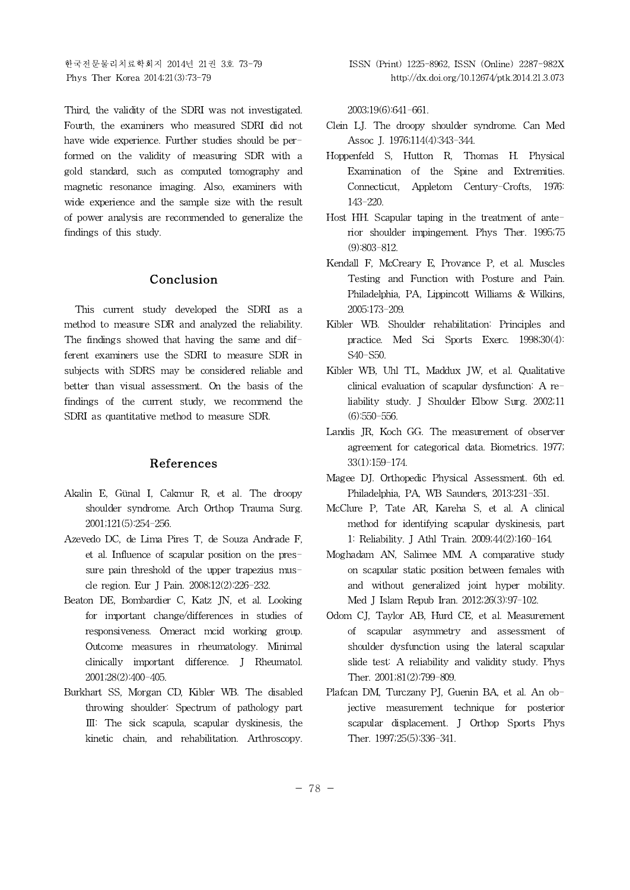Third, the validity of the SDRI was not investigated. Fourth, the examiners who measured SDRI did not have wide experience. Further studies should be performed on the validity of measuring SDR with a gold standard, such as computed tomography and magnetic resonance imaging. Also, examiners with wide experience and the sample size with the result of power analysis are recommended to generalize the findings of this study.

## Conclusion

This current study developed the SDRI as a method to measure SDR and analyzed the reliability. The findings showed that having the same and different examiners use the SDRI to measure SDR in subjects with SDRS may be considered reliable and better than visual assessment. On the basis of the findings of the current study, we recommend the SDRI as quantitative method to measure SDR.

## References

Akalin E, Günal I, Cakmur R, et al. The droopy shoulder syndrome. Arch Orthop Trauma Surg. 2001;121(5):254-256.

Azevedo DC, de Lima Pires T, de Souza Andrade F, et al. Influence of scapular position on the pressure pain threshold of the upper trapezius muscle region. Eur J Pain. 2008;12(2):226-232.

Beaton DE, Bombardier C, Katz JN, et al. Looking for important change/differences in studies of responsiveness. Omeract mcid working group. Outcome measures in rheumatology. Minimal clinically important difference. J Rheumatol. 2001;28(2):400-405.

Burkhart SS, Morgan CD, Kibler WB. The disabled throwing shoulder: Spectrum of pathology part III: The sick scapula, scapular dyskinesis, the kinetic chain, and rehabilitation. Arthroscopy. 2003;19(6):641-661.

Clein LJ. The droopy shoulder syndrome. Can Med Assoc J. 1976;114(4):343-344.

Hoppenfeld S, Hutton R, Thomas H. Physical Examination of the Spine and Extremities. Connecticut, Appletom Century-Crofts, 1976: 143-220.

Host HH. Scapular taping in the treatment of anterior shoulder impingement. Phys Ther. 1995;75(9):803-812.

Kendall F, McCreary E, Provance P, et al. Muscles Testing and Function with Posture and Pain. Philadelphia, PA, Lippincott Williams & Wilkins, 2005:173-209.

Kibler WB. Shoulder rehabilitation: Principles and practice. Med Sci Sports Exerc. 1998;30(4): S40-S50.

Kibler WB, Uhl TL, Maddux JW, et al. Qualitative clinical evaluation of scapular dysfunction: A reliability study. J Shoulder Elbow Surg. 2002;11(6):550-556.

Landis JR, Koch GG. The measurement of observer agreement for categorical data. Biometrics. 1977; 33(1):159-174.

Magee DJ. Orthopedic Physical Assessment. 6th ed. Philadelphia, PA, WB Saunders, 2013:231-351.

McClure P, Tate AR, Kareha S, et al. A clinical method for identifying scapular dyskinesis, part 1: Reliability. J Athl Train. 2009;44(2):160-164.

Moghadam AN, Salimee MM. A comparative study on scapular static position between females with and without generalized joint hyper mobility. Med J Islam Repub Iran. 2012;26(3):97-102.

Odom CJ, Taylor AB, Hurd CE, et al. Measurement of scapular asymmetry and assessment of shoulder dysfunction using the lateral scapular slide test: A reliability and validity study. Phys Ther. 2001;81(2):799-809.

Plafcan DM, Turczany PJ, Guenin BA, et al. An objective measurement technique for posterior scapular displacement. J Orthop Sports Phys Ther. 1997;25(5):336-341.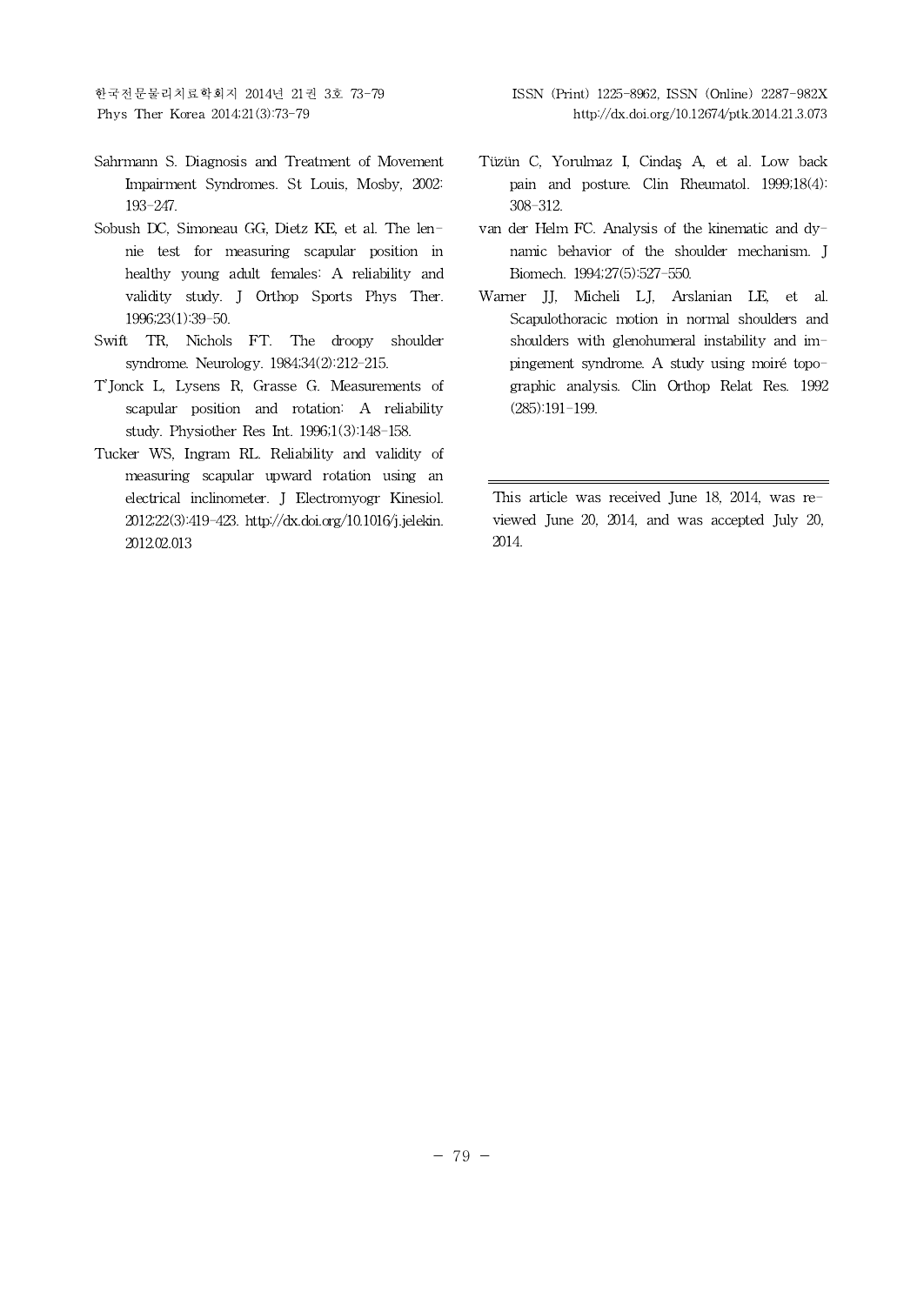Sahrmann S. Diagnosis and Treatment of Movement Impairment Syndromes. St Louis, Mosby, 2002: 193-247.

Sobush DC, Simoneau GG, Dietz KE, et al. The lennie test for measuring scapular position in healthy young adult females: A reliability and validity study. J Orthop Sports Phys Ther. 1996;23(1):39-50.

Swift TR, Nichols FT. The droopy shoulder syndrome. Neurology. 1984;34(2):212-215.

T'Jonck L, Lysens R, Grasse G. Measurements of scapular position and rotation: A reliability study. Physiother Res Int. 1996;1(3):148-158.

Tucker WS, Ingram RL. Reliability and validity of measuring scapular upward rotation using an electrical inclinometer. J Electromyogr Kinesiol. 2012;22(3):419-423. http://dx.doi.org/10.1016/j.jelekin.2012.02.013

Tüzün C, Yorulmaz I, Cindaş A, et al. Low back pain and posture. Clin Rheumatol. 1999;18(4): 308-312.

van der Helm FC. Analysis of the kinematic and dynamic behavior of the shoulder mechanism. J Biomech. 1994;27(5):527-550.

Warner JJ, Micheli LJ, Arslanian LE, et al. Scapulothoracic motion in normal shoulders and shoulders with glenohumeral instability and impingement syndrome. A study using moiré topographic analysis. Clin Orthop Relat Res. 1992 (285):191-199.

---

This article was received June 18, 2014, was reviewed June 20, 2014, and was accepted July 20, 2014.